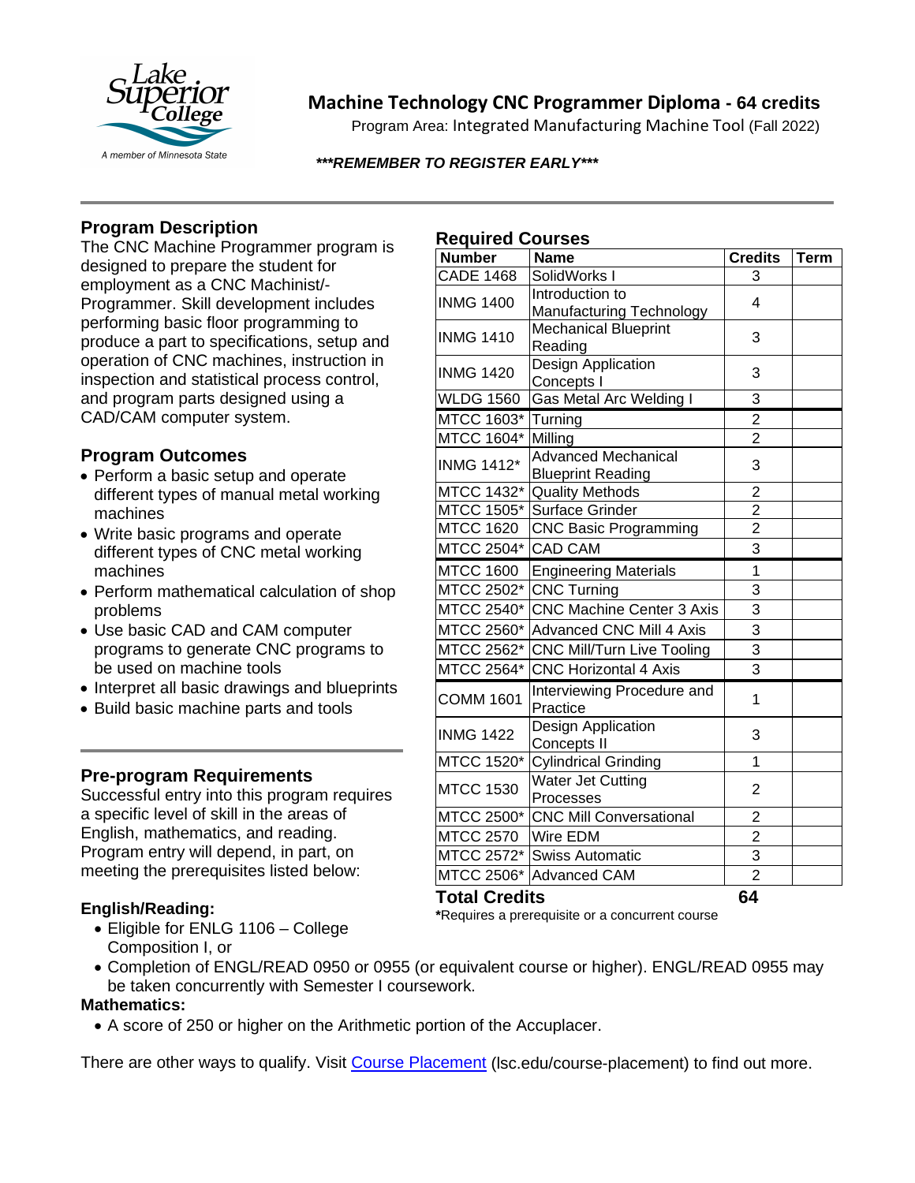# Machine Technology CNC Programmer Diploma - 64 credits

Program Area: Integrated Manufacturing Machine Tool (Fall 2022)

***REMEMBER TO REGISTER EARLY***

## Program Description

The CNC Machine Programmer program is designed to prepare the student for employment as a CNC Machinist/-Programmer. Skill development includes performing basic floor programming to produce a part to specifications, setup and operation of CNC machines, instruction in inspection and statistical process control, and program parts designed using a CAD/CAM computer system.

## Program Outcomes

- Perform a basic setup and operate different types of manual metal working machines
- Write basic programs and operate different types of CNC metal working machines
- Perform mathematical calculation of shop problems
- Use basic CAD and CAM computer programs to generate CNC programs to be used on machine tools
- Interpret all basic drawings and blueprints
- Build basic machine parts and tools

## Pre-program Requirements

Successful entry into this program requires a specific level of skill in the areas of English, mathematics, and reading. Program entry will depend, in part, on meeting the prerequisites listed below:

### English/Reading:

- Eligible for ENLG 1106 – College Composition I, or
- Completion of ENGL/READ 0950 or 0955 (or equivalent course or higher). ENGL/READ 0955 may be taken concurrently with Semester I coursework.

### Mathematics:

- A score of 250 or higher on the Arithmetic portion of the Accuplacer.

There are other ways to qualify. Visit Course Placement (lsc.edu/course-placement) to find out more.

## Required Courses

| Number | Name | Credits | Term |
|---|---|---|---|
| CADE 1468 | SolidWorks I | 3 | |
| INMG 1400 | Introduction to Manufacturing Technology | 4 | |
| INMG 1410 | Mechanical Blueprint Reading | 3 | |
| INMG 1420 | Design Application Concepts I | 3 | |
| WLDG 1560 | Gas Metal Arc Welding I | 3 | |
| MTCC 1603* | Turning | 2 | |
| MTCC 1604* | Milling | 2 | |
| INMG 1412* | Advanced Mechanical Blueprint Reading | 3 | |
| MTCC 1432* | Quality Methods | 2 | |
| MTCC 1505* | Surface Grinder | 2 | |
| MTCC 1620 | CNC Basic Programming | 2 | |
| MTCC 2504* | CAD CAM | 3 | |
| MTCC 1600 | Engineering Materials | 1 | |
| MTCC 2502* | CNC Turning | 3 | |
| MTCC 2540* | CNC Machine Center 3 Axis | 3 | |
| MTCC 2560* | Advanced CNC Mill 4 Axis | 3 | |
| MTCC 2562* | CNC Mill/Turn Live Tooling | 3 | |
| MTCC 2564* | CNC Horizontal 4 Axis | 3 | |
| COMM 1601 | Interviewing Procedure and Practice | 1 | |
| INMG 1422 | Design Application Concepts II | 3 | |
| MTCC 1520* | Cylindrical Grinding | 1 | |
| MTCC 1530 | Water Jet Cutting Processes | 2 | |
| MTCC 2500* | CNC Mill Conversational | 2 | |
| MTCC 2570 | Wire EDM | 2 | |
| MTCC 2572* | Swiss Automatic | 3 | |
| MTCC 2506* | Advanced CAM | 2 | |
| **Total Credits** | | **64** | |

*Requires a prerequisite or a concurrent course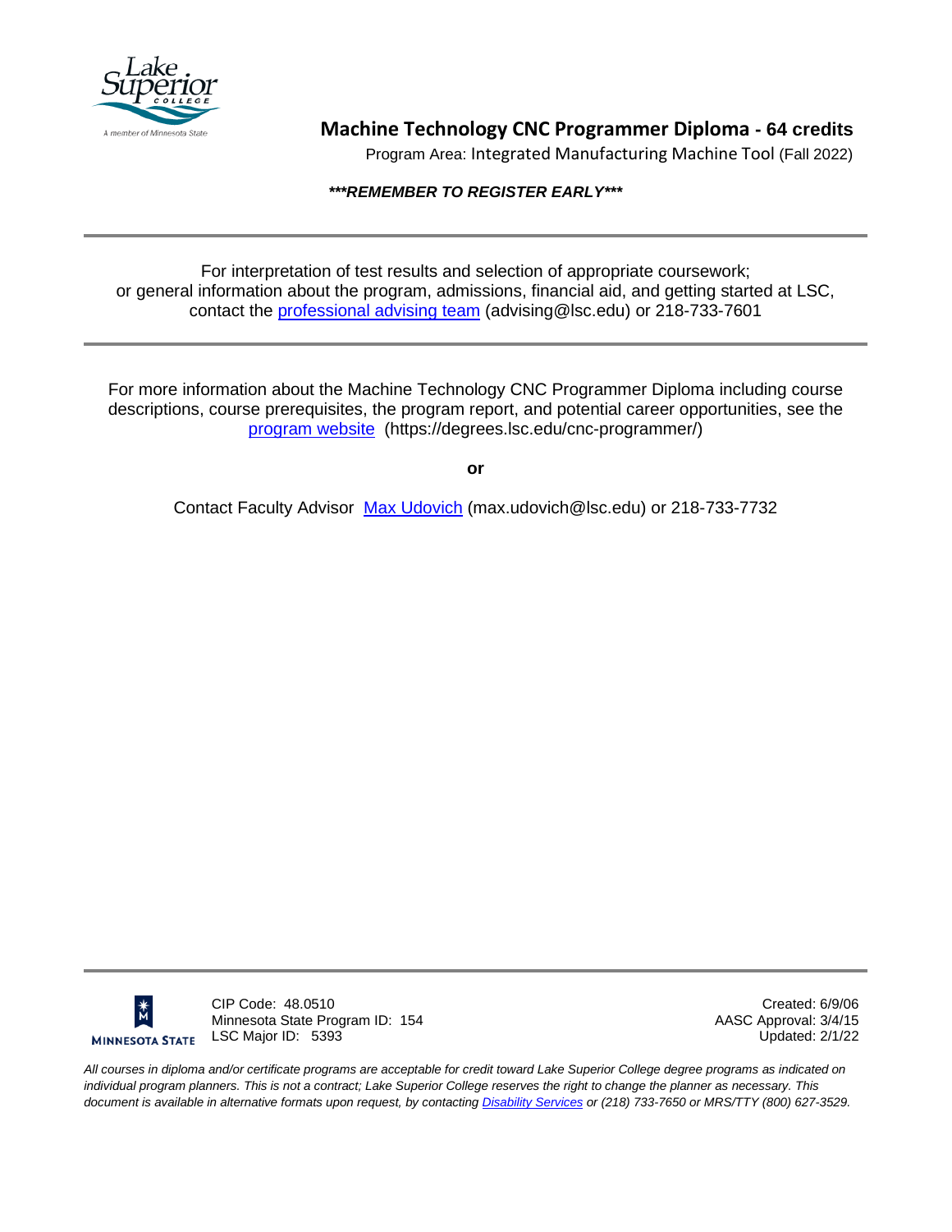# Machine Technology CNC Programmer Diploma - 64 credits

Program Area: Integrated Manufacturing Machine Tool (Fall 2022)

***\*\*\*REMEMBER TO REGISTER EARLY\*\*\****

---

For interpretation of test results and selection of appropriate coursework;
or general information about the program, admissions, financial aid, and getting started at LSC,
contact the professional advising team (advising@lsc.edu) or 218-733-7601

---

For more information about the Machine Technology CNC Programmer Diploma including course descriptions, course prerequisites, the program report, and potential career opportunities, see the program website (https://degrees.lsc.edu/cnc-programmer/)

**or**

Contact Faculty Advisor Max Udovich (max.udovich@lsc.edu) or 218-733-7732

---

CIP Code: 48.0510
Minnesota State Program ID: 154
LSC Major ID: 5393

Created: 6/9/06
AASC Approval: 3/4/15
Updated: 2/1/22

*All courses in diploma and/or certificate programs are acceptable for credit toward Lake Superior College degree programs as indicated on individual program planners. This is not a contract; Lake Superior College reserves the right to change the planner as necessary. This document is available in alternative formats upon request, by contacting Disability Services or (218) 733-7650 or MRS/TTY (800) 627-3529.*